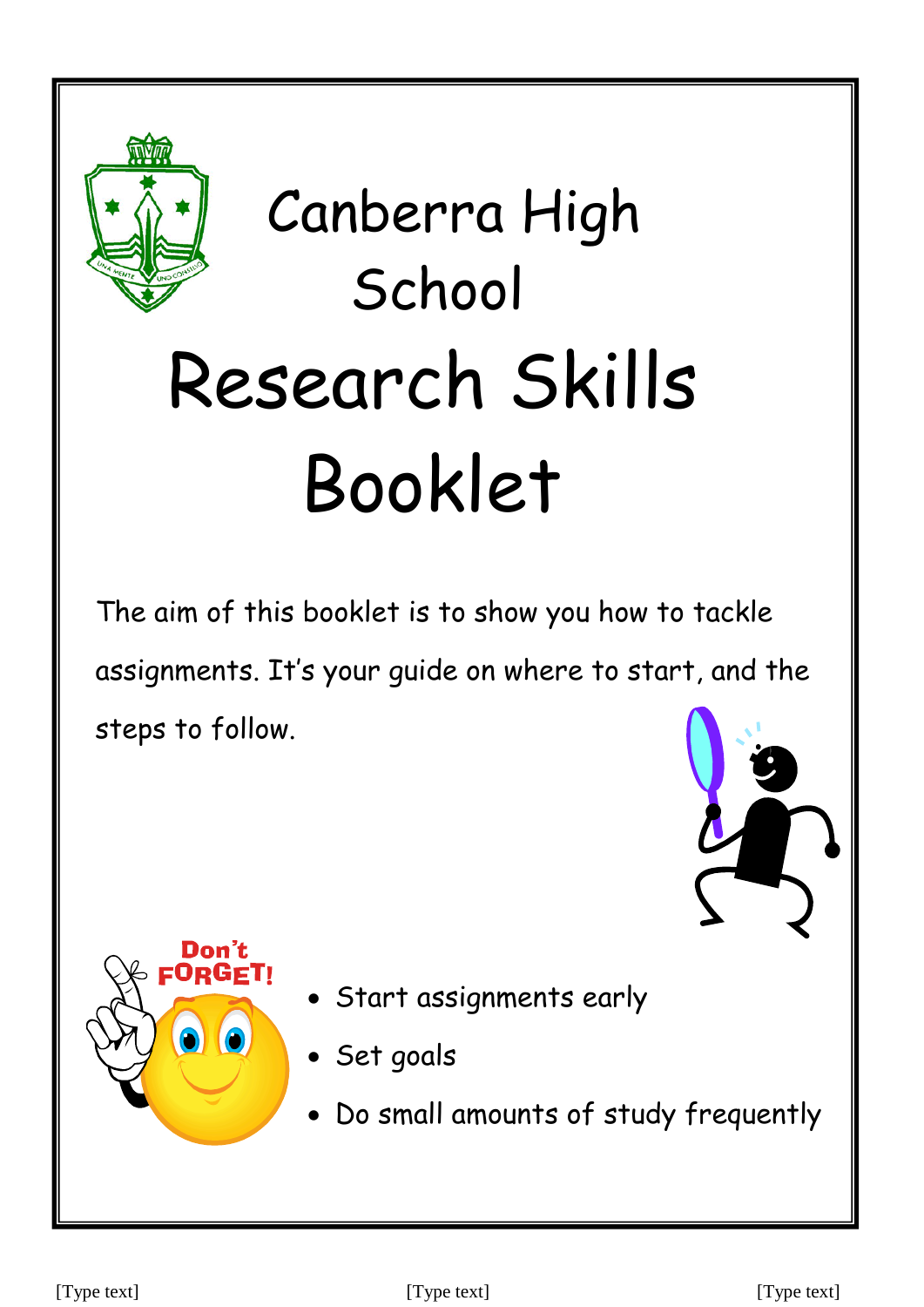# Canberra High School

# Research Skills Booklet

The aim of this booklet is to show you how to tackle assignments. It's your guide on where to start, and the steps to follow.

Don't FORGET!

- Start assignments early
- Set goals
- Do small amounts of study frequently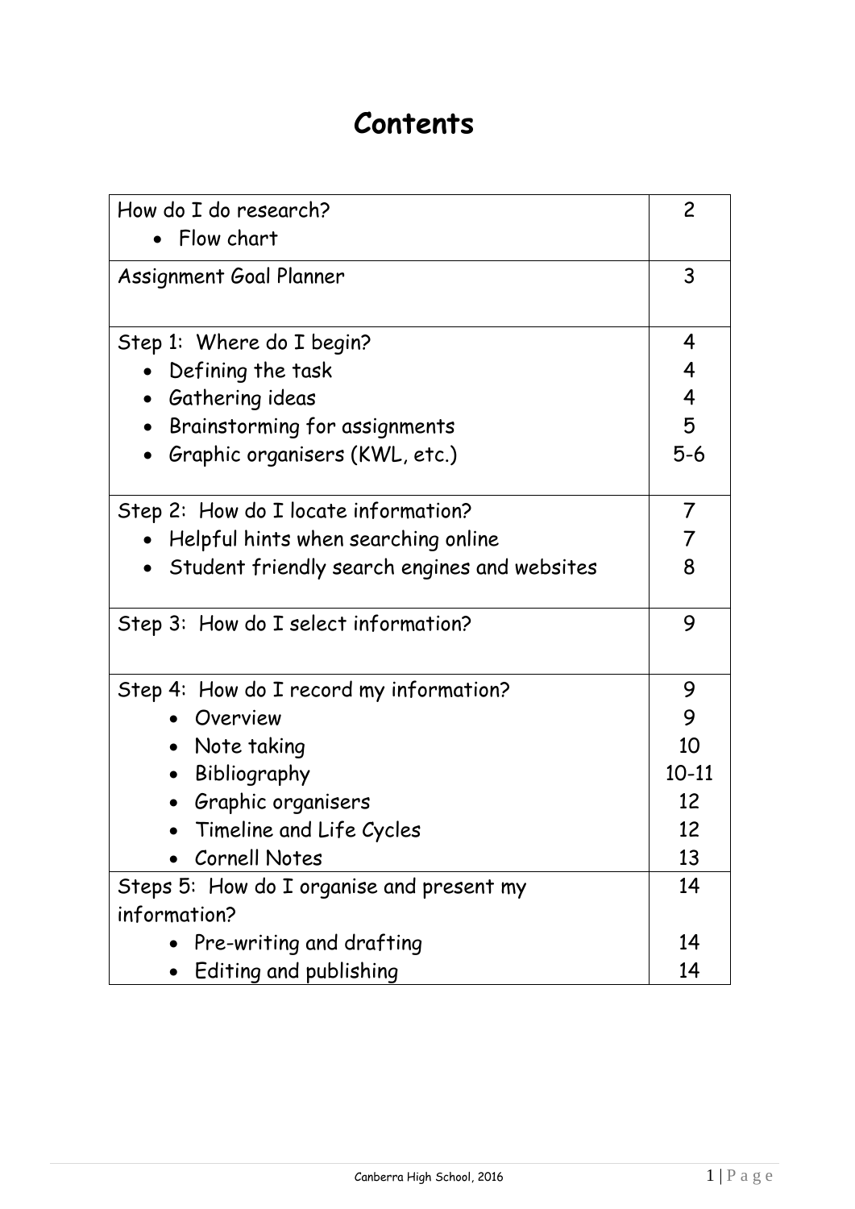# Contents

| | |
|---|---|
| How do I do research?<br>• Flow chart | 2 |
| Assignment Goal Planner | 3 |
| Step 1: Where do I begin?<br>• Defining the task<br>• Gathering ideas<br>• Brainstorming for assignments<br>• Graphic organisers (KWL, etc.) | 4<br>4<br>4<br>5<br>5-6 |
| Step 2: How do I locate information?<br>• Helpful hints when searching online<br>• Student friendly search engines and websites | 7<br>7<br>8 |
| Step 3: How do I select information? | 9 |
| Step 4: How do I record my information?<br>• Overview<br>• Note taking<br>• Bibliography<br>• Graphic organisers<br>• Timeline and Life Cycles<br>• Cornell Notes | 9<br>9<br>10<br>10-11<br>12<br>12<br>13 |
| Steps 5: How do I organise and present my information?<br>• Pre-writing and drafting<br>• Editing and publishing | 14<br><br>14<br>14 |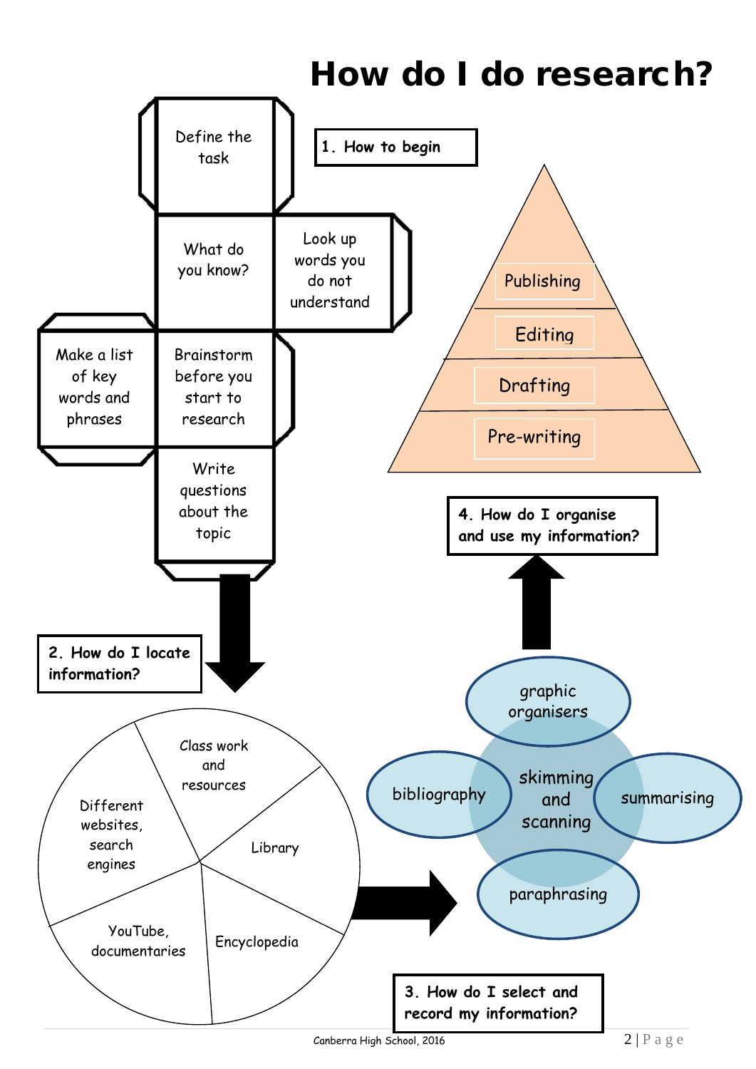# How do I do research?

**1. How to begin**

Define the task

What do you know?

Look up words you do not understand

Make a list of key words and phrases

Brainstorm before you start to research

Write questions about the topic

**2. How do I locate information?**

Class work and resources

Library

Encyclopedia

YouTube, documentaries

Different websites, search engines

**3. How do I select and record my information?**

graphic organisers

bibliography

skimming and scanning

summarising

paraphrasing

**4. How do I organise and use my information?**

Publishing

Editing

Drafting

Pre-writing

Canberra High School, 2016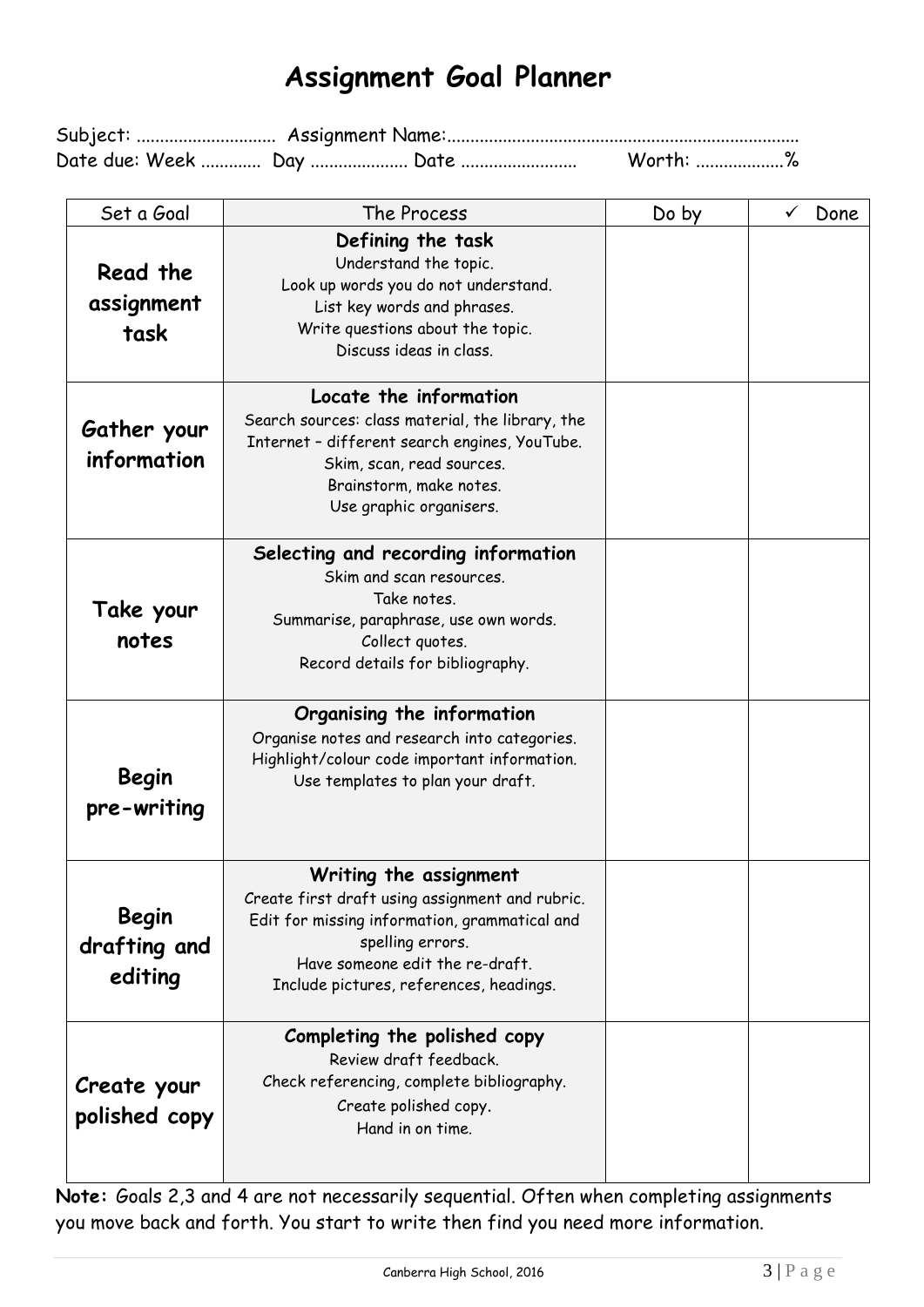# Assignment Goal Planner

Subject: .............................. Assignment Name:..........................................................................

Date due: Week ............ Day ..................... Date ......................... Worth: ...................%

| Set a Goal | The Process | Do by | ✓ Done |
| --- | --- | --- | --- |
| **Read the assignment task** | **Defining the task**<br>Understand the topic.<br>Look up words you do not understand.<br>List key words and phrases.<br>Write questions about the topic.<br>Discuss ideas in class. | | |
| **Gather your information** | **Locate the information**<br>Search sources: class material, the library, the Internet – different search engines, YouTube.<br>Skim, scan, read sources.<br>Brainstorm, make notes.<br>Use graphic organisers. | | |
| **Take your notes** | **Selecting and recording information**<br>Skim and scan resources.<br>Take notes.<br>Summarise, paraphrase, use own words.<br>Collect quotes.<br>Record details for bibliography. | | |
| **Begin pre-writing** | **Organising the information**<br>Organise notes and research into categories.<br>Highlight/colour code important information.<br>Use templates to plan your draft. | | |
| **Begin drafting and editing** | **Writing the assignment**<br>Create first draft using assignment and rubric.<br>Edit for missing information, grammatical and spelling errors.<br>Have someone edit the re-draft.<br>Include pictures, references, headings. | | |
| **Create your polished copy** | **Completing the polished copy**<br>Review draft feedback.<br>Check referencing, complete bibliography.<br>Create polished copy.<br>Hand in on time. | | |

**Note:** Goals 2,3 and 4 are not necessarily sequential. Often when completing assignments you move back and forth. You start to write then find you need more information.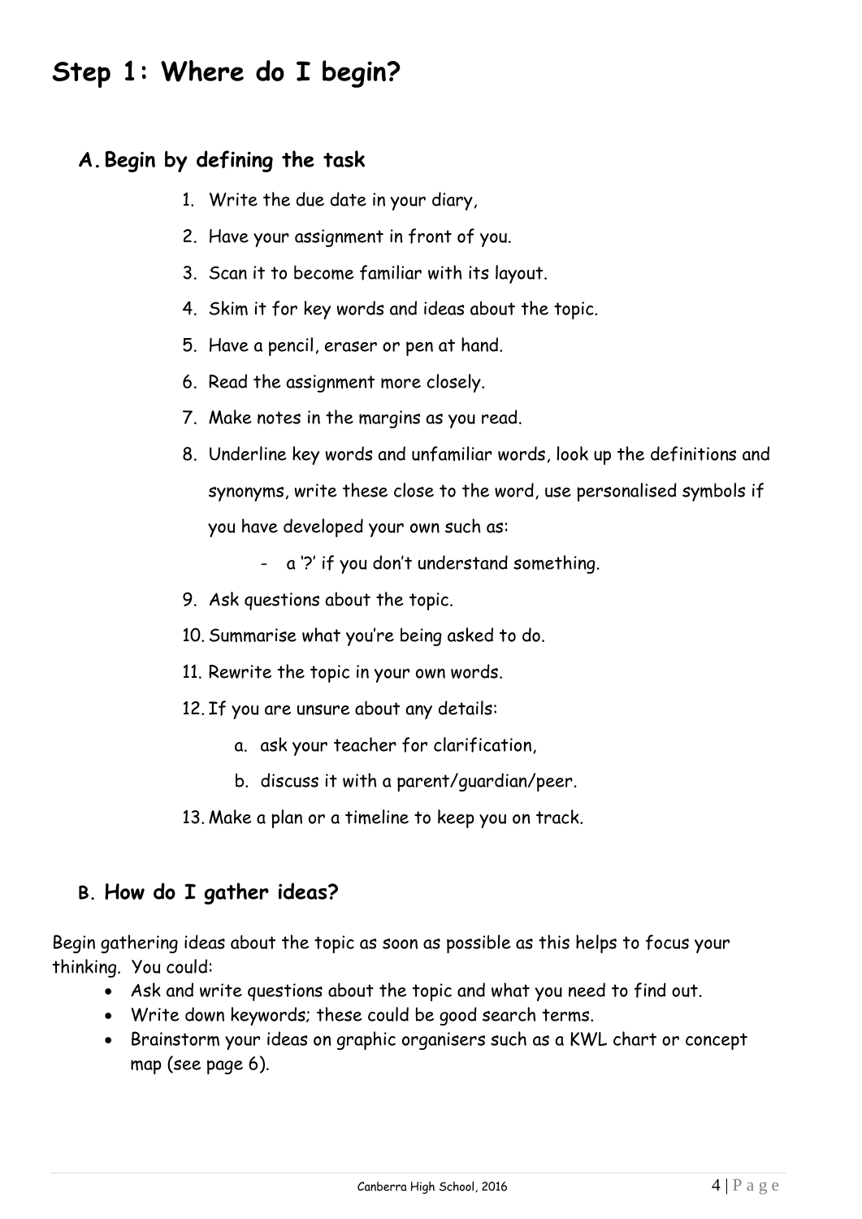# Step 1: Where do I begin?

## A. Begin by defining the task

1. Write the due date in your diary,
2. Have your assignment in front of you.
3. Scan it to become familiar with its layout.
4. Skim it for key words and ideas about the topic.
5. Have a pencil, eraser or pen at hand.
6. Read the assignment more closely.
7. Make notes in the margins as you read.
8. Underline key words and unfamiliar words, look up the definitions and synonyms, write these close to the word, use personalised symbols if you have developed your own such as:
    - a '?' if you don't understand something.
9. Ask questions about the topic.
10. Summarise what you're being asked to do.
11. Rewrite the topic in your own words.
12. If you are unsure about any details:
    a. ask your teacher for clarification,
    b. discuss it with a parent/guardian/peer.
13. Make a plan or a timeline to keep you on track.

## B. How do I gather ideas?

Begin gathering ideas about the topic as soon as possible as this helps to focus your thinking. You could:

- Ask and write questions about the topic and what you need to find out.
- Write down keywords; these could be good search terms.
- Brainstorm your ideas on graphic organisers such as a KWL chart or concept map (see page 6).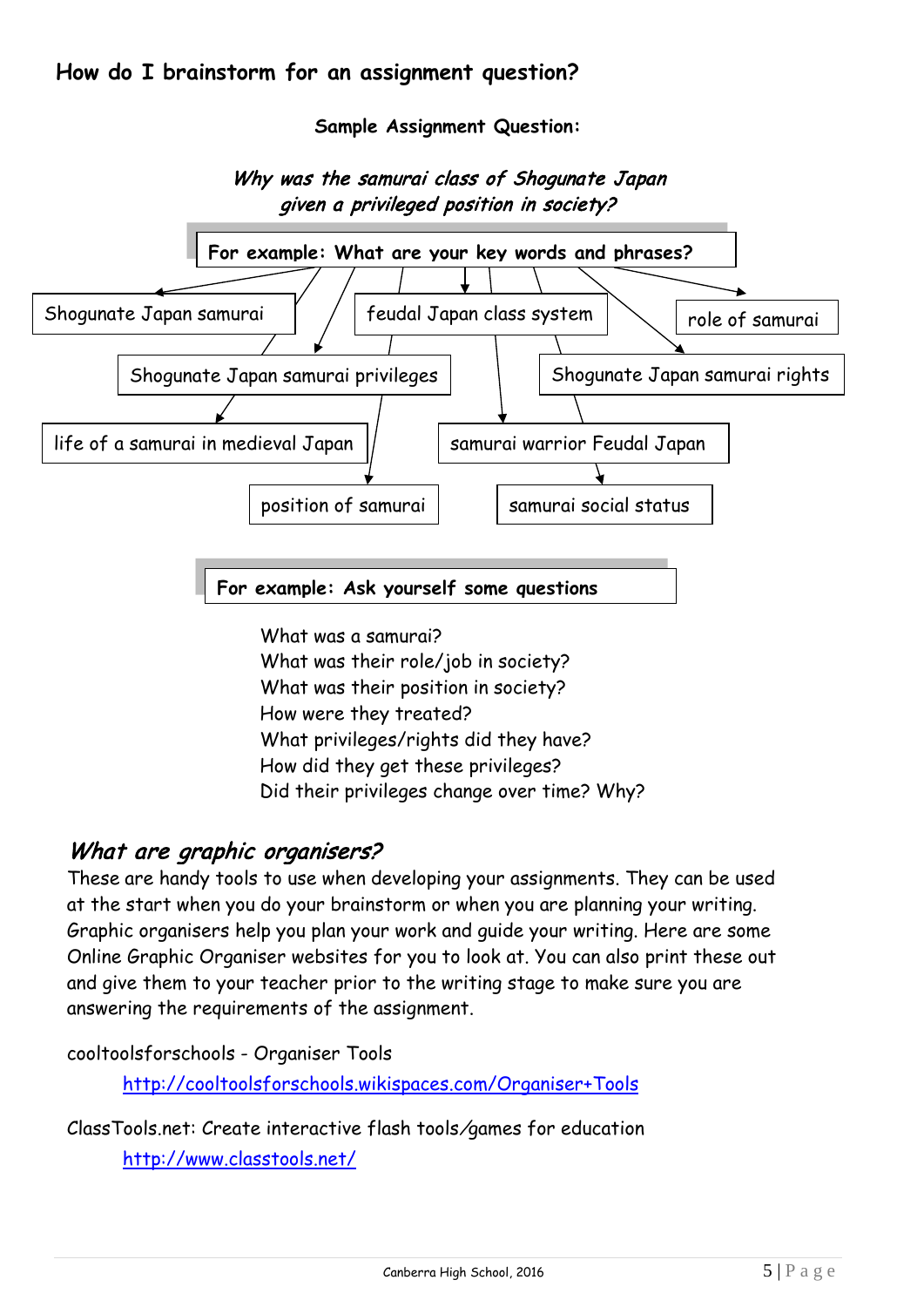## How do I brainstorm for an assignment question?

**Sample Assignment Question:**

***Why was the samurai class of Shogunate Japan given a privileged position in society?***

**For example: What are your key words and phrases?**

Shogunate Japan samurai

feudal Japan class system

role of samurai

Shogunate Japan samurai privileges

Shogunate Japan samurai rights

life of a samurai in medieval Japan

samurai warrior Feudal Japan

position of samurai

samurai social status

**For example: Ask yourself some questions**

What was a samurai?
What was their role/job in society?
What was their position in society?
How were they treated?
What privileges/rights did they have?
How did they get these privileges?
Did their privileges change over time? Why?

### *What are graphic organisers?*

These are handy tools to use when developing your assignments. They can be used at the start when you do your brainstorm or when you are planning your writing. Graphic organisers help you plan your work and guide your writing. Here are some Online Graphic Organiser websites for you to look at. You can also print these out and give them to your teacher prior to the writing stage to make sure you are answering the requirements of the assignment.

cooltoolsforschools - Organiser Tools

http://cooltoolsforschools.wikispaces.com/Organiser+Tools

ClassTools.net: Create interactive flash tools/games for education

http://www.classtools.net/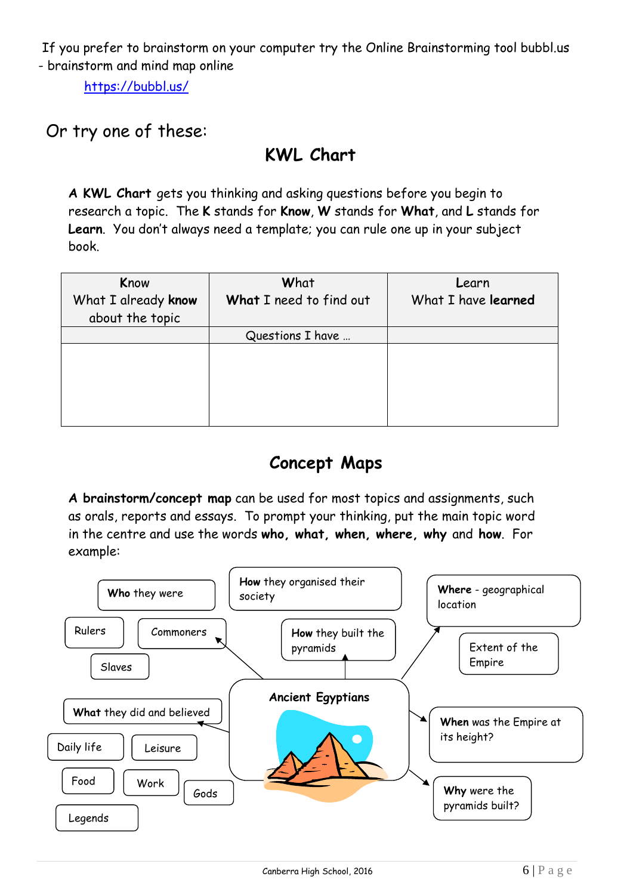If you prefer to brainstorm on your computer try the Online Brainstorming tool bubbl.us - brainstorm and mind map online

https://bubbl.us/

Or try one of these:

## KWL Chart

**A KWL Chart** gets you thinking and asking questions before you begin to research a topic. The **K** stands for **Know**, **W** stands for **What**, and **L** stands for **Learn**. You don't always need a template; you can rule one up in your subject book.

| Know<br>What I already **know** about the topic | What<br>**What** I need to find out | Learn<br>What I have **learned** |
|---|---|---|
| | Questions I have … | |
| | | |

## Concept Maps

**A brainstorm/concept map** can be used for most topics and assignments, such as orals, reports and essays. To prompt your thinking, put the main topic word in the centre and use the words **who, what, when, where, why** and **how**. For example:

**Ancient Egyptians**

**Who** they were
Rulers
Commoners
Slaves

**How** they organised their society

**How** they built the pyramids

**Where** - geographical location
Extent of the Empire

**What** they did and believed
Daily life
Leisure
Food
Work
Gods
Legends

**When** was the Empire at its height?

**Why** were the pyramids built?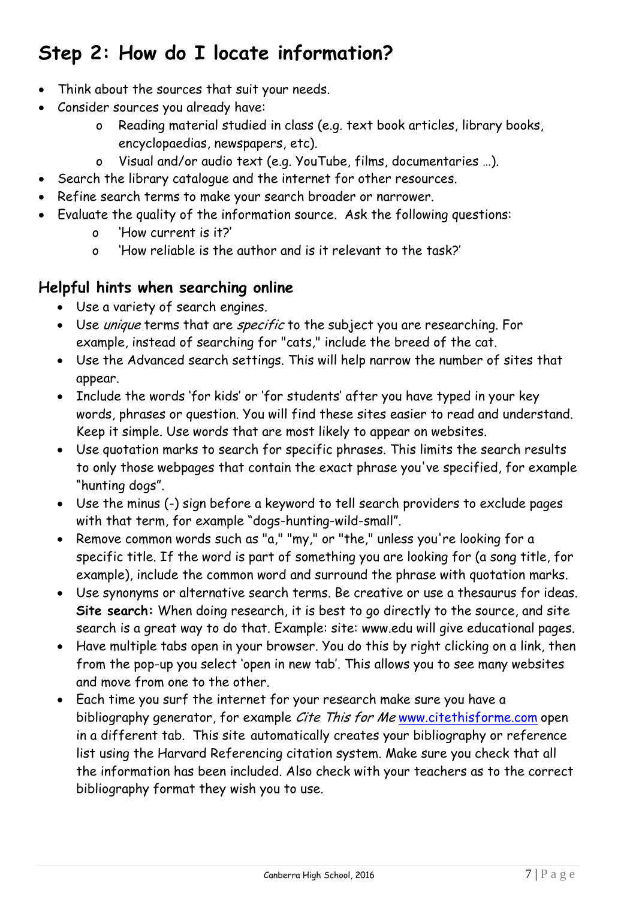# Step 2: How do I locate information?

- Think about the sources that suit your needs.
- Consider sources you already have:
  - Reading material studied in class (e.g. text book articles, library books, encyclopaedias, newspapers, etc).
  - Visual and/or audio text (e.g. YouTube, films, documentaries …).
- Search the library catalogue and the internet for other resources.
- Refine search terms to make your search broader or narrower.
- Evaluate the quality of the information source. Ask the following questions:
  - 'How current is it?'
  - 'How reliable is the author and is it relevant to the task?'

## Helpful hints when searching online

- Use a variety of search engines.
- Use *unique* terms that are *specific* to the subject you are researching. For example, instead of searching for "cats," include the breed of the cat.
- Use the Advanced search settings. This will help narrow the number of sites that appear.
- Include the words 'for kids' or 'for students' after you have typed in your key words, phrases or question. You will find these sites easier to read and understand. Keep it simple. Use words that are most likely to appear on websites.
- Use quotation marks to search for specific phrases. This limits the search results to only those webpages that contain the exact phrase you've specified, for example "hunting dogs".
- Use the minus (-) sign before a keyword to tell search providers to exclude pages with that term, for example "dogs-hunting-wild-small".
- Remove common words such as "a," "my," or "the," unless you're looking for a specific title. If the word is part of something you are looking for (a song title, for example), include the common word and surround the phrase with quotation marks.
- Use synonyms or alternative search terms. Be creative or use a thesaurus for ideas. **Site search:** When doing research, it is best to go directly to the source, and site search is a great way to do that. Example: site: www.edu will give educational pages.
- Have multiple tabs open in your browser. You do this by right clicking on a link, then from the pop-up you select 'open in new tab'. This allows you to see many websites and move from one to the other.
- Each time you surf the internet for your research make sure you have a bibliography generator, for example *Cite This for Me* www.citethisforme.com open in a different tab. This site automatically creates your bibliography or reference list using the Harvard Referencing citation system. Make sure you check that all the information has been included. Also check with your teachers as to the correct bibliography format they wish you to use.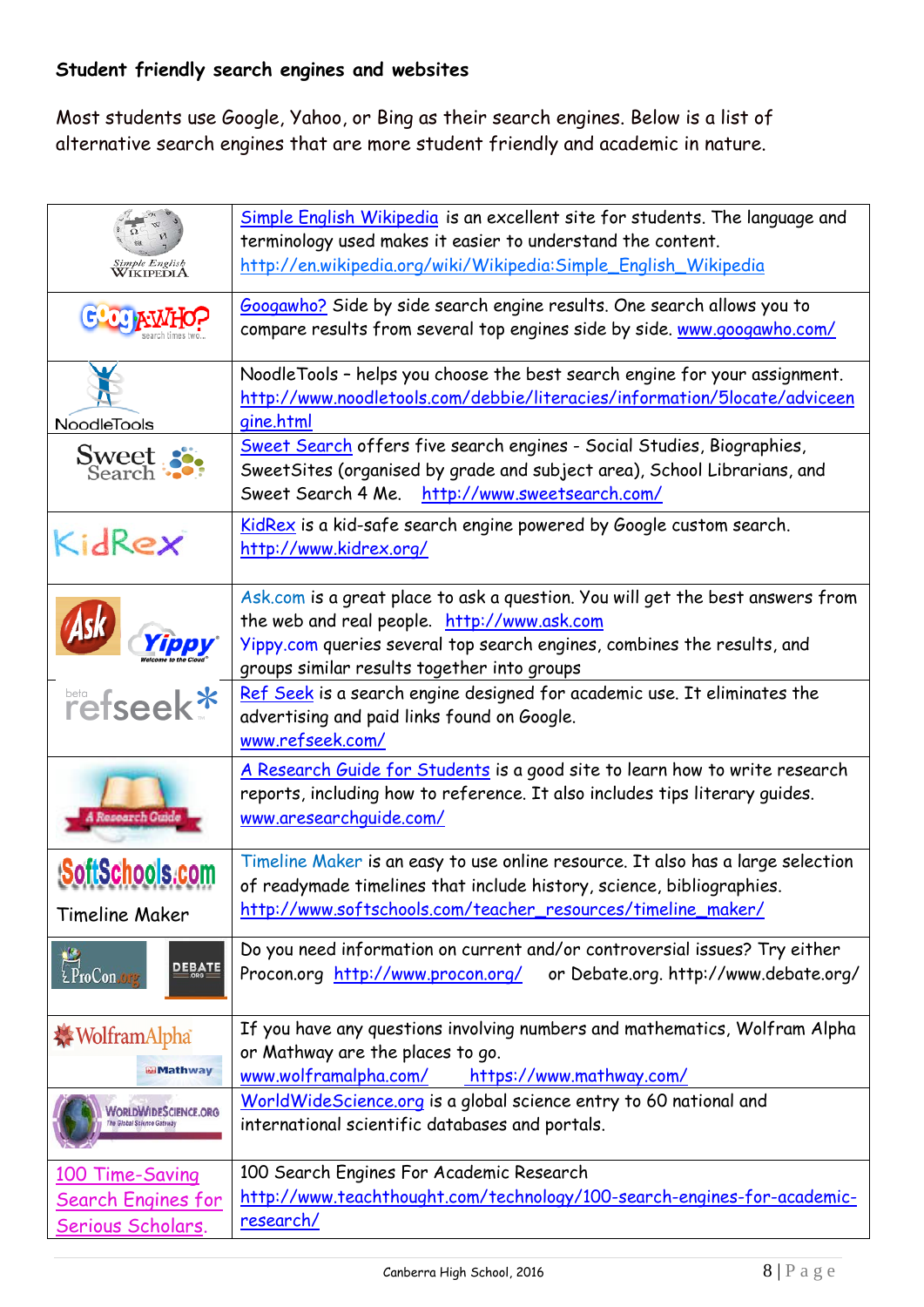**Student friendly search engines and websites**

Most students use Google, Yahoo, or Bing as their search engines. Below is a list of alternative search engines that are more student friendly and academic in nature.

| | |
|---|---|
| Simple English Wikipedia | Simple English Wikipedia is an excellent site for students. The language and terminology used makes it easier to understand the content. http://en.wikipedia.org/wiki/Wikipedia:Simple_English_Wikipedia |
| Googawho? search times two... | Googawho? Side by side search engine results. One search allows you to compare results from several top engines side by side. www.googawho.com/ |
| NoodleTools | NoodleTools – helps you choose the best search engine for your assignment. http://www.noodletools.com/debbie/literacies/information/5locate/adviceengine.html |
| Sweet Search | Sweet Search offers five search engines - Social Studies, Biographies, SweetSites (organised by grade and subject area), School Librarians, and Sweet Search 4 Me. http://www.sweetsearch.com/ |
| KidRex | KidRex is a kid-safe search engine powered by Google custom search. http://www.kidrex.org/ |
| Ask Yippy | Ask.com is a great place to ask a question. You will get the best answers from the web and real people. http://www.ask.com Yippy.com queries several top search engines, combines the results, and groups similar results together into groups |
| refseek | Ref Seek is a search engine designed for academic use. It eliminates the advertising and paid links found on Google. www.refseek.com/ |
| A Research Guide | A Research Guide for Students is a good site to learn how to write research reports, including how to reference. It also includes tips literary guides. www.aresearchguide.com/ |
| SoftSchools.com Timeline Maker | Timeline Maker is an easy to use online resource. It also has a large selection of readymade timelines that include history, science, bibliographies. http://www.softschools.com/teacher_resources/timeline_maker/ |
| ProCon.org DEBATE.ORG | Do you need information on current and/or controversial issues? Try either Procon.org http://www.procon.org/ or Debate.org. http://www.debate.org/ |
| WolframAlpha Mathway | If you have any questions involving numbers and mathematics, Wolfram Alpha or Mathway are the places to go. www.wolframalpha.com/ https://www.mathway.com/ |
| WorldWideScience.org | WorldWideScience.org is a global science entry to 60 national and international scientific databases and portals. |
| 100 Time-Saving Search Engines for Serious Scholars. | 100 Search Engines For Academic Research http://www.teachthought.com/technology/100-search-engines-for-academic-research/ |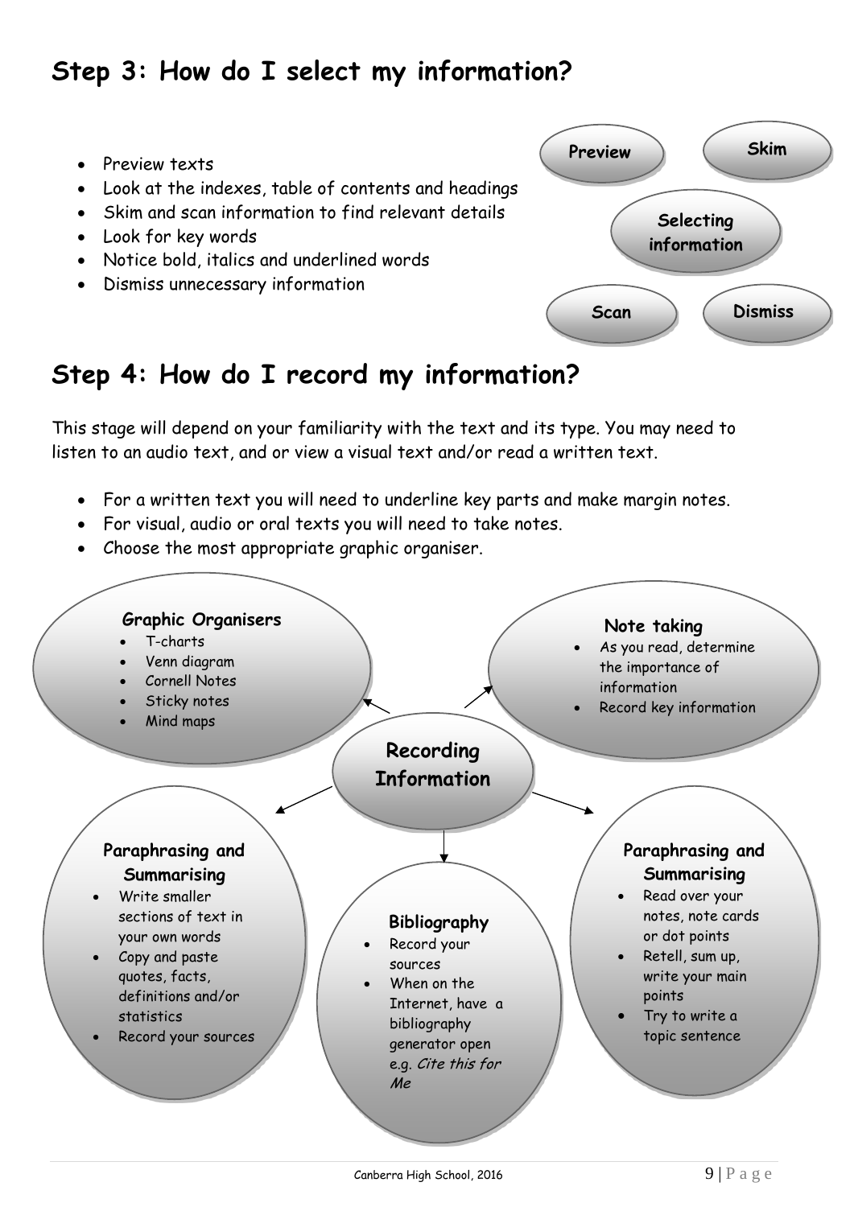## Step 3: How do I select my information?

- Preview texts
- Look at the indexes, table of contents and headings
- Skim and scan information to find relevant details
- Look for key words
- Notice bold, italics and underlined words
- Dismiss unnecessary information

**Selecting information**

**Preview**

**Skim**

**Scan**

**Dismiss**

## Step 4: How do I record my information?

This stage will depend on your familiarity with the text and its type. You may need to listen to an audio text, and or view a visual text and/or read a written text.

- For a written text you will need to underline key parts and make margin notes.
- For visual, audio or oral texts you will need to take notes.
- Choose the most appropriate graphic organiser.

**Recording Information**

**Graphic Organisers**

- T-charts
- Venn diagram
- Cornell Notes
- Sticky notes
- Mind maps

**Note taking**

- As you read, determine the importance of information
- Record key information

**Paraphrasing and Summarising**

- Write smaller sections of text in your own words
- Copy and paste quotes, facts, definitions and/or statistics
- Record your sources

**Bibliography**

- Record your sources
- When on the Internet, have a bibliography generator open e.g. *Cite this for Me*

**Paraphrasing and Summarising**

- Read over your notes, note cards or dot points
- Retell, sum up, write your main points
- Try to write a topic sentence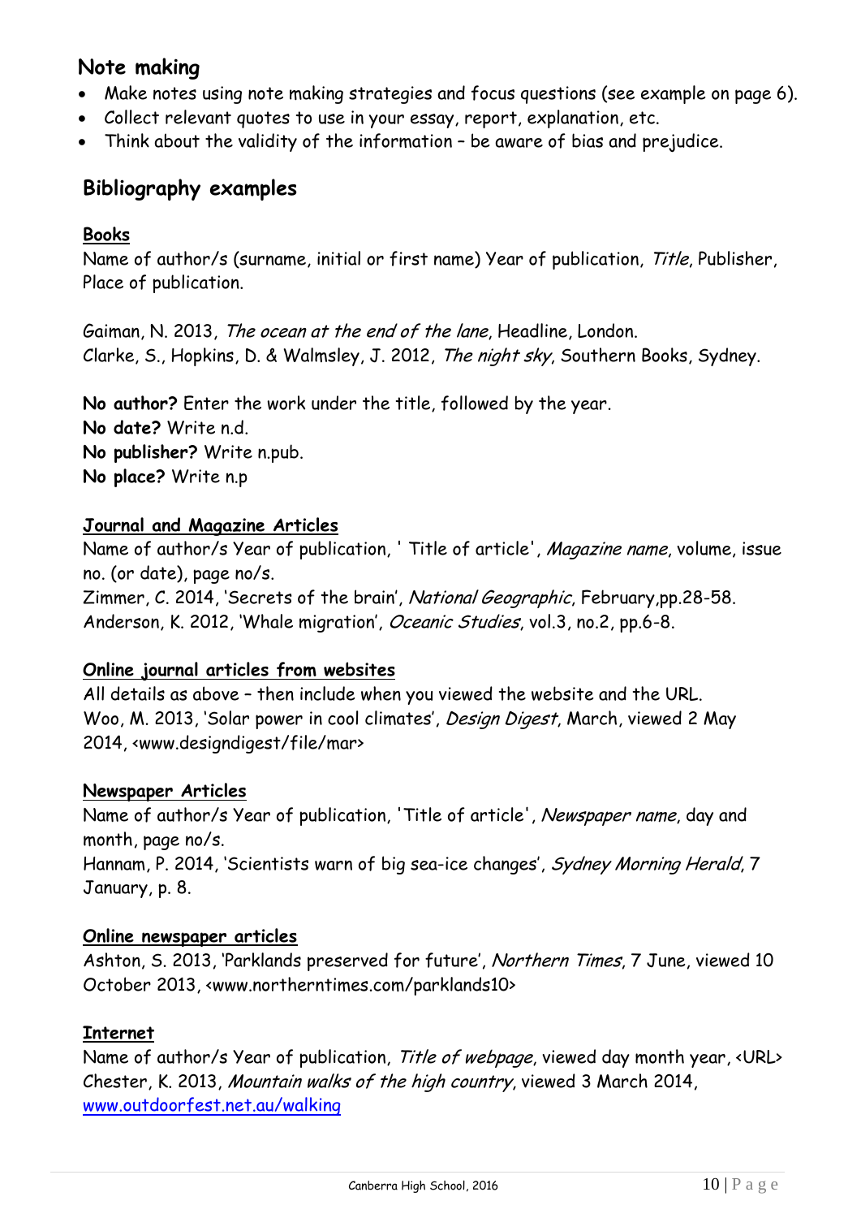## Note making

- Make notes using note making strategies and focus questions (see example on page 6).
- Collect relevant quotes to use in your essay, report, explanation, etc.
- Think about the validity of the information – be aware of bias and prejudice.

## Bibliography examples

### Books

Name of author/s (surname, initial or first name) Year of publication, *Title*, Publisher, Place of publication.

Gaiman, N. 2013, *The ocean at the end of the lane*, Headline, London.
Clarke, S., Hopkins, D. & Walmsley, J. 2012, *The night sky*, Southern Books, Sydney.

**No author?** Enter the work under the title, followed by the year.
**No date?** Write n.d.
**No publisher?** Write n.pub.
**No place?** Write n.p

### Journal and Magazine Articles

Name of author/s Year of publication, ' Title of article', *Magazine name*, volume, issue no. (or date), page no/s.
Zimmer, C. 2014, 'Secrets of the brain', *National Geographic*, February,pp.28-58.
Anderson, K. 2012, 'Whale migration', *Oceanic Studies*, vol.3, no.2, pp.6-8.

### Online journal articles from websites

All details as above – then include when you viewed the website and the URL.
Woo, M. 2013, 'Solar power in cool climates', *Design Digest*, March, viewed 2 May 2014, <www.designdigest/file/mar>

### Newspaper Articles

Name of author/s Year of publication, 'Title of article', *Newspaper name*, day and month, page no/s.
Hannam, P. 2014, 'Scientists warn of big sea-ice changes', *Sydney Morning Herald*, 7 January, p. 8.

### Online newspaper articles

Ashton, S. 2013, 'Parklands preserved for future', *Northern Times*, 7 June, viewed 10 October 2013, <www.northerntimes.com/parklands10>

### Internet

Name of author/s Year of publication, *Title of webpage*, viewed day month year, <URL>
Chester, K. 2013, *Mountain walks of the high country*, viewed 3 March 2014, www.outdoorfest.net.au/walking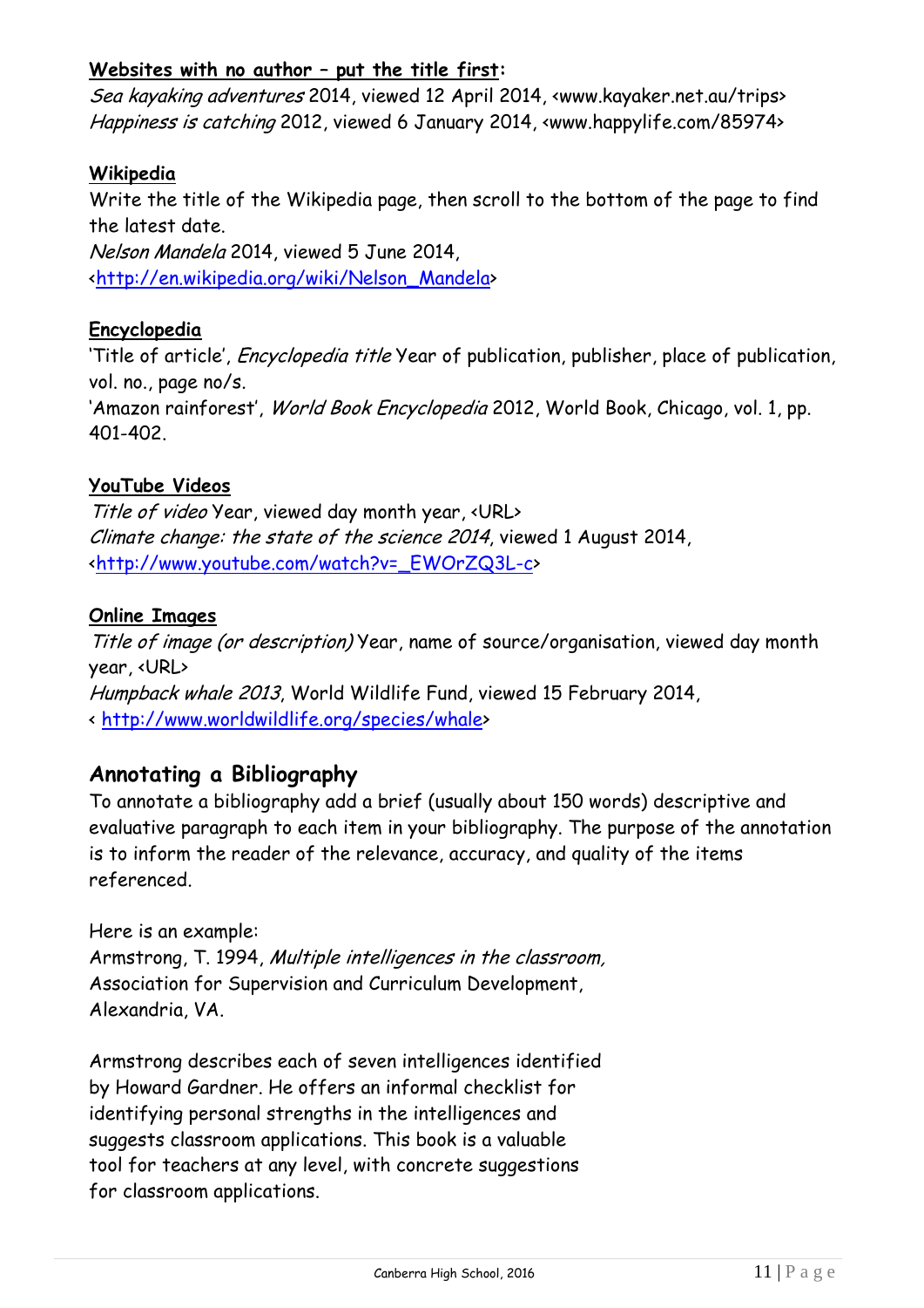**Websites with no author – put the title first:**

*Sea kayaking adventures* 2014, viewed 12 April 2014, <www.kayaker.net.au/trips>
*Happiness is catching* 2012, viewed 6 January 2014, <www.happylife.com/85974>

**Wikipedia**

Write the title of the Wikipedia page, then scroll to the bottom of the page to find the latest date.
*Nelson Mandela* 2014, viewed 5 June 2014,
<http://en.wikipedia.org/wiki/Nelson_Mandela>

**Encyclopedia**

'Title of article', *Encyclopedia title* Year of publication, publisher, place of publication, vol. no., page no/s.
'Amazon rainforest', *World Book Encyclopedia* 2012, World Book, Chicago, vol. 1, pp. 401-402.

**YouTube Videos**

*Title of video* Year, viewed day month year, <URL>
*Climate change: the state of the science 2014*, viewed 1 August 2014,
<http://www.youtube.com/watch?v=_EWOrZQ3L-c>

**Online Images**

*Title of image (or description)* Year, name of source/organisation, viewed day month year, <URL>
*Humpback whale 2013*, World Wildlife Fund, viewed 15 February 2014,
< http://www.worldwildlife.org/species/whale>

## Annotating a Bibliography

To annotate a bibliography add a brief (usually about 150 words) descriptive and evaluative paragraph to each item in your bibliography. The purpose of the annotation is to inform the reader of the relevance, accuracy, and quality of the items referenced.

Here is an example:
Armstrong, T. 1994, *Multiple intelligences in the classroom,* Association for Supervision and Curriculum Development, Alexandria, VA.

Armstrong describes each of seven intelligences identified by Howard Gardner. He offers an informal checklist for identifying personal strengths in the intelligences and suggests classroom applications. This book is a valuable tool for teachers at any level, with concrete suggestions for classroom applications.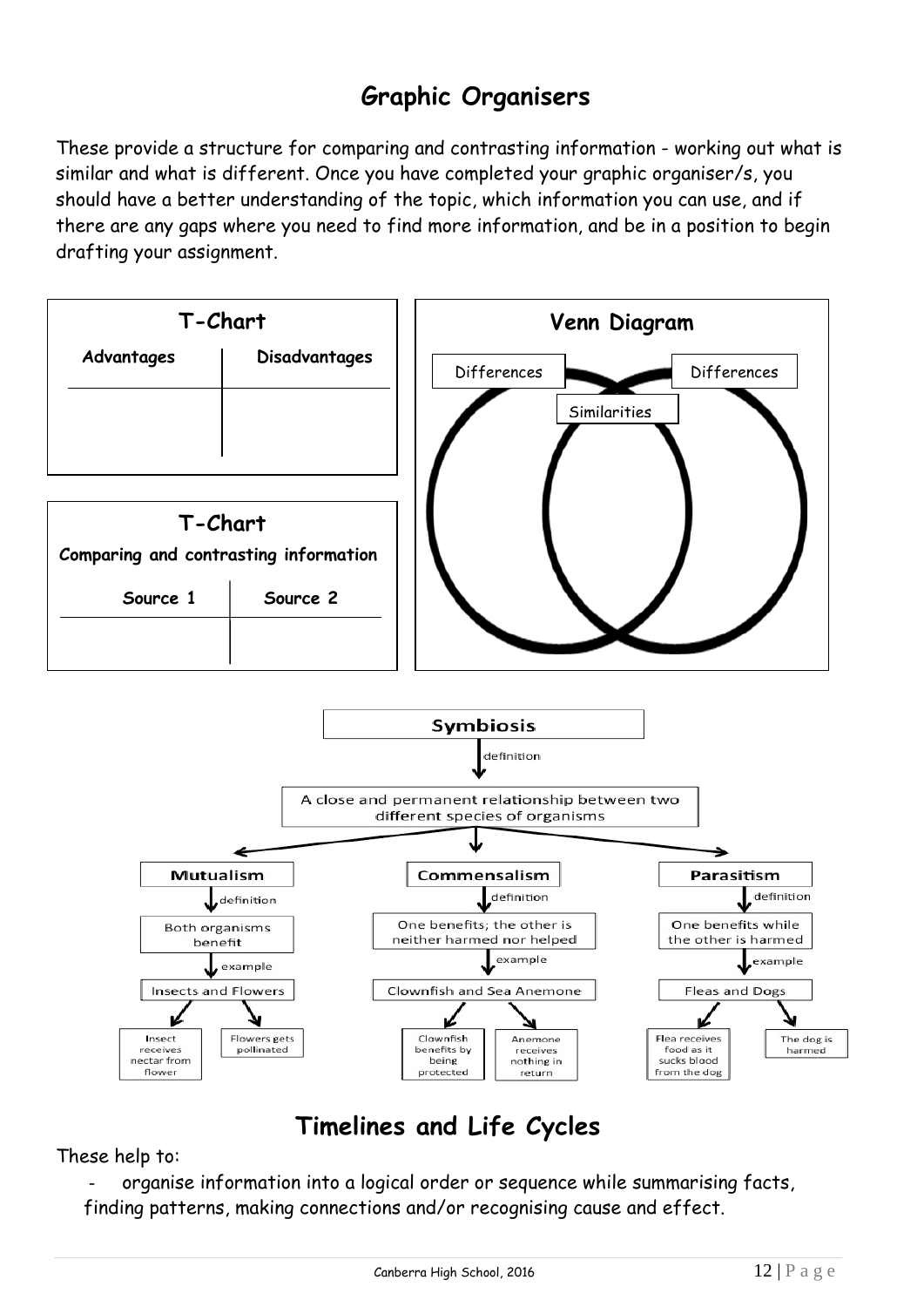## Graphic Organisers

These provide a structure for comparing and contrasting information - working out what is similar and what is different. Once you have completed your graphic organiser/s, you should have a better understanding of the topic, which information you can use, and if there are any gaps where you need to find more information, and be in a position to begin drafting your assignment.

**T-Chart**

| Advantages | Disadvantages |
| --- | --- |
| | |

**T-Chart**

**Comparing and contrasting information**

| Source 1 | Source 2 |
| --- | --- |
| | |

**Venn Diagram**

Differences

Similarities

Differences

**Symbiosis**

definition

A close and permanent relationship between two different species of organisms

**Mutualism**

definition

Both organisms benefit

example

Insects and Flowers

Insect receives nectar from flower

Flowers gets pollinated

**Commensalism**

definition

One benefits; the other is neither harmed nor helped

example

Clownfish and Sea Anemone

Clownfish benefits by being protected

Anemone receives nothing in return

**Parasitism**

definition

One benefits while the other is harmed

example

Fleas and Dogs

Flea receives food as it sucks blood from the dog

The dog is harmed

## Timelines and Life Cycles

These help to:

- organise information into a logical order or sequence while summarising facts, finding patterns, making connections and/or recognising cause and effect.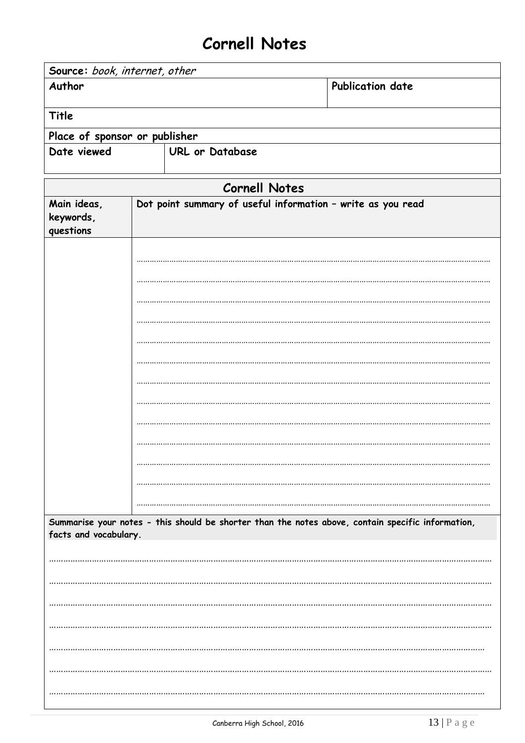# Cornell Notes

| **Source:** *book, internet, other* | | |
|---|---|---|
| **Author** | | **Publication date** |
| **Title** | | |
| **Place of sponsor or publisher** | | |
| **Date viewed** | **URL or Database** | |

| Cornell Notes | |
|---|---|
| **Main ideas, keywords, questions** | **Dot point summary of useful information – write as you read** |
| | ……………………………………………………………………………………………………………………… |
| | ……………………………………………………………………………………………………………………… |
| | ……………………………………………………………………………………………………………………… |
| | ……………………………………………………………………………………………………………………… |
| | ……………………………………………………………………………………………………………………… |
| | ……………………………………………………………………………………………………………………… |
| | ……………………………………………………………………………………………………………………… |
| | ……………………………………………………………………………………………………………………… |
| | ……………………………………………………………………………………………………………………… |
| | ……………………………………………………………………………………………………………………… |
| | ……………………………………………………………………………………………………………………… |
| | ……………………………………………………………………………………………………………………… |
| | ……………………………………………………………………………………………………………………… |

**Summarise your notes - this should be shorter than the notes above, contain specific information, facts and vocabulary.**

………………………………………………………………………………………………………………………………………

………………………………………………………………………………………………………………………………………

………………………………………………………………………………………………………………………………………

………………………………………………………………………………………………………………………………………

………………………………………………………………………………………………………………………………………

………………………………………………………………………………………………………………………………………

………………………………………………………………………………………………………………………………………

Canberra High School, 2016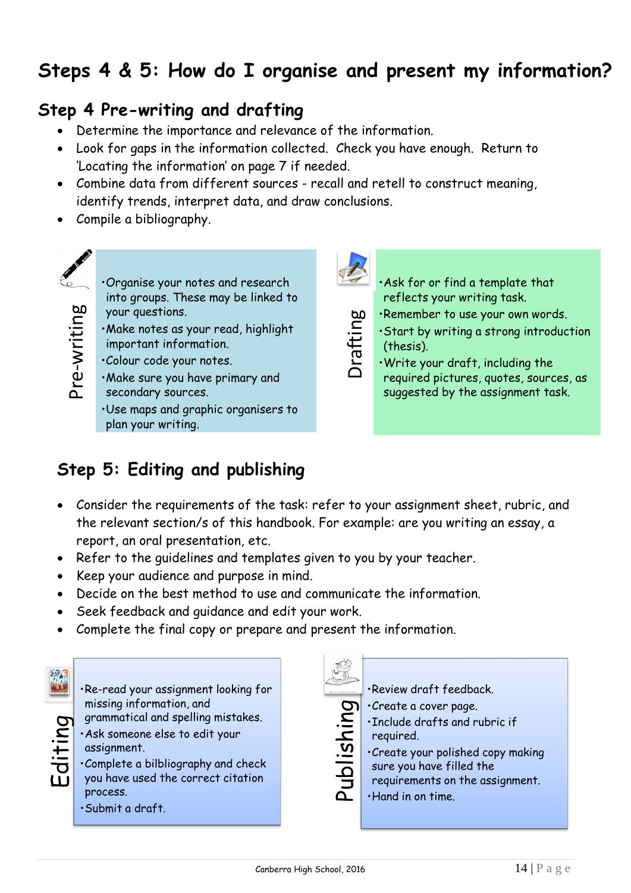# Steps 4 & 5: How do I organise and present my information?

## Step 4 Pre-writing and drafting

- Determine the importance and relevance of the information.
- Look for gaps in the information collected. Check you have enough. Return to 'Locating the information' on page 7 if needed.
- Combine data from different sources - recall and retell to construct meaning, identify trends, interpret data, and draw conclusions.
- Compile a bibliography.

**Pre-writing**

- Organise your notes and research into groups. These may be linked to your questions.
- Make notes as your read, highlight important information.
- Colour code your notes.
- Make sure you have primary and secondary sources.
- Use maps and graphic organisers to plan your writing.

**Drafting**

- Ask for or find a template that reflects your writing task.
- Remember to use your own words.
- Start by writing a strong introduction (thesis).
- Write your draft, including the required pictures, quotes, sources, as suggested by the assignment task.

## Step 5: Editing and publishing

- Consider the requirements of the task: refer to your assignment sheet, rubric, and the relevant section/s of this handbook. For example: are you writing an essay, a report, an oral presentation, etc.
- Refer to the guidelines and templates given to you by your teacher.
- Keep your audience and purpose in mind.
- Decide on the best method to use and communicate the information.
- Seek feedback and guidance and edit your work.
- Complete the final copy or prepare and present the information.

**Editing**

- Re-read your assignment looking for missing information, and grammatical and spelling mistakes.
- Ask someone else to edit your assignment.
- Complete a bilbliography and check you have used the correct citation process.
- Submit a draft.

**Publishing**

- Review draft feedback.
- Create a cover page.
- Include drafts and rubric if required.
- Create your polished copy making sure you have filled the requirements on the assignment.
- Hand in on time.